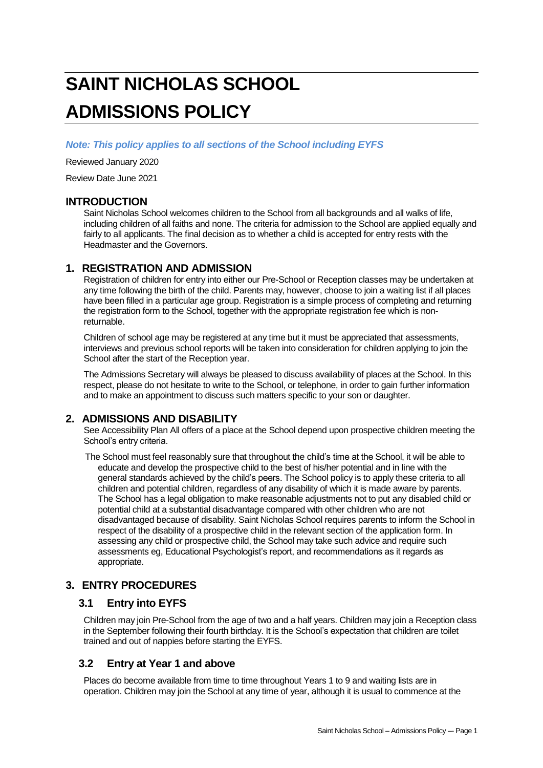# SAINT NICHOLAS SCHOOL
# ADMISSIONS POLICY

***Note: This policy applies to all sections of the School including EYFS***

Reviewed January 2020

Review Date June 2021

## INTRODUCTION

Saint Nicholas School welcomes children to the School from all backgrounds and all walks of life, including children of all faiths and none. The criteria for admission to the School are applied equally and fairly to all applicants. The final decision as to whether a child is accepted for entry rests with the Headmaster and the Governors.

## 1. REGISTRATION AND ADMISSION

Registration of children for entry into either our Pre-School or Reception classes may be undertaken at any time following the birth of the child. Parents may, however, choose to join a waiting list if all places have been filled in a particular age group. Registration is a simple process of completing and returning the registration form to the School, together with the appropriate registration fee which is non-returnable.

Children of school age may be registered at any time but it must be appreciated that assessments, interviews and previous school reports will be taken into consideration for children applying to join the School after the start of the Reception year.

The Admissions Secretary will always be pleased to discuss availability of places at the School. In this respect, please do not hesitate to write to the School, or telephone, in order to gain further information and to make an appointment to discuss such matters specific to your son or daughter.

## 2. ADMISSIONS AND DISABILITY

See Accessibility Plan All offers of a place at the School depend upon prospective children meeting the School's entry criteria.

The School must feel reasonably sure that throughout the child's time at the School, it will be able to educate and develop the prospective child to the best of his/her potential and in line with the general standards achieved by the child's peers. The School policy is to apply these criteria to all children and potential children, regardless of any disability of which it is made aware by parents. The School has a legal obligation to make reasonable adjustments not to put any disabled child or potential child at a substantial disadvantage compared with other children who are not disadvantaged because of disability. Saint Nicholas School requires parents to inform the School in respect of the disability of a prospective child in the relevant section of the application form. In assessing any child or prospective child, the School may take such advice and require such assessments eg, Educational Psychologist's report, and recommendations as it regards as appropriate.

## 3. ENTRY PROCEDURES

### 3.1 Entry into EYFS

Children may join Pre-School from the age of two and a half years. Children may join a Reception class in the September following their fourth birthday. It is the School's expectation that children are toilet trained and out of nappies before starting the EYFS.

### 3.2 Entry at Year 1 and above

Places do become available from time to time throughout Years 1 to 9 and waiting lists are in operation. Children may join the School at any time of year, although it is usual to commence at the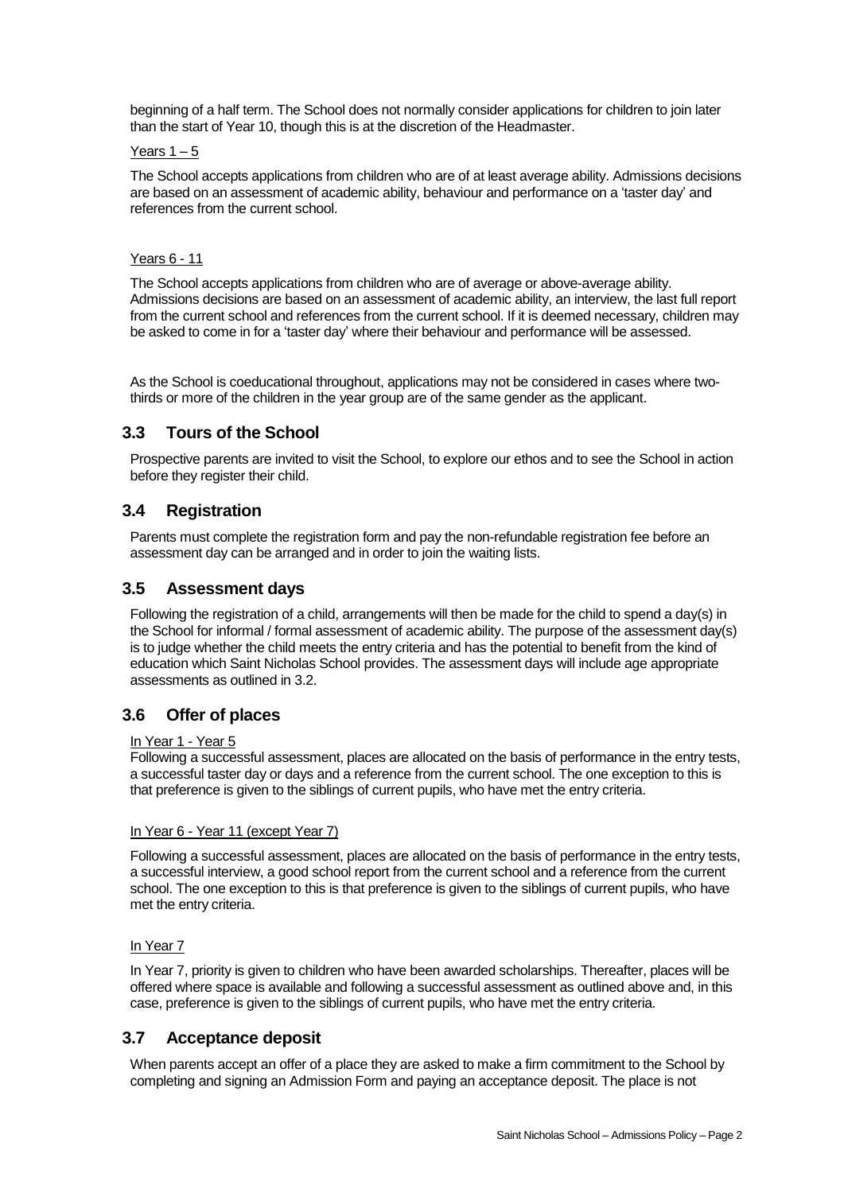beginning of a half term. The School does not normally consider applications for children to join later than the start of Year 10, though this is at the discretion of the Headmaster.

Years 1 – 5

The School accepts applications from children who are of at least average ability. Admissions decisions are based on an assessment of academic ability, behaviour and performance on a 'taster day' and references from the current school.

Years 6 - 11

The School accepts applications from children who are of average or above-average ability. Admissions decisions are based on an assessment of academic ability, an interview, the last full report from the current school and references from the current school. If it is deemed necessary, children may be asked to come in for a 'taster day' where their behaviour and performance will be assessed.

As the School is coeducational throughout, applications may not be considered in cases where two-thirds or more of the children in the year group are of the same gender as the applicant.

## 3.3 Tours of the School

Prospective parents are invited to visit the School, to explore our ethos and to see the School in action before they register their child.

## 3.4 Registration

Parents must complete the registration form and pay the non-refundable registration fee before an assessment day can be arranged and in order to join the waiting lists.

## 3.5 Assessment days

Following the registration of a child, arrangements will then be made for the child to spend a day(s) in the School for informal / formal assessment of academic ability. The purpose of the assessment day(s) is to judge whether the child meets the entry criteria and has the potential to benefit from the kind of education which Saint Nicholas School provides. The assessment days will include age appropriate assessments as outlined in 3.2.

## 3.6 Offer of places

In Year 1 - Year 5

Following a successful assessment, places are allocated on the basis of performance in the entry tests, a successful taster day or days and a reference from the current school. The one exception to this is that preference is given to the siblings of current pupils, who have met the entry criteria.

In Year 6 - Year 11 (except Year 7)

Following a successful assessment, places are allocated on the basis of performance in the entry tests, a successful interview, a good school report from the current school and a reference from the current school. The one exception to this is that preference is given to the siblings of current pupils, who have met the entry criteria.

In Year 7

In Year 7, priority is given to children who have been awarded scholarships. Thereafter, places will be offered where space is available and following a successful assessment as outlined above and, in this case, preference is given to the siblings of current pupils, who have met the entry criteria.

## 3.7 Acceptance deposit

When parents accept an offer of a place they are asked to make a firm commitment to the School by completing and signing an Admission Form and paying an acceptance deposit. The place is not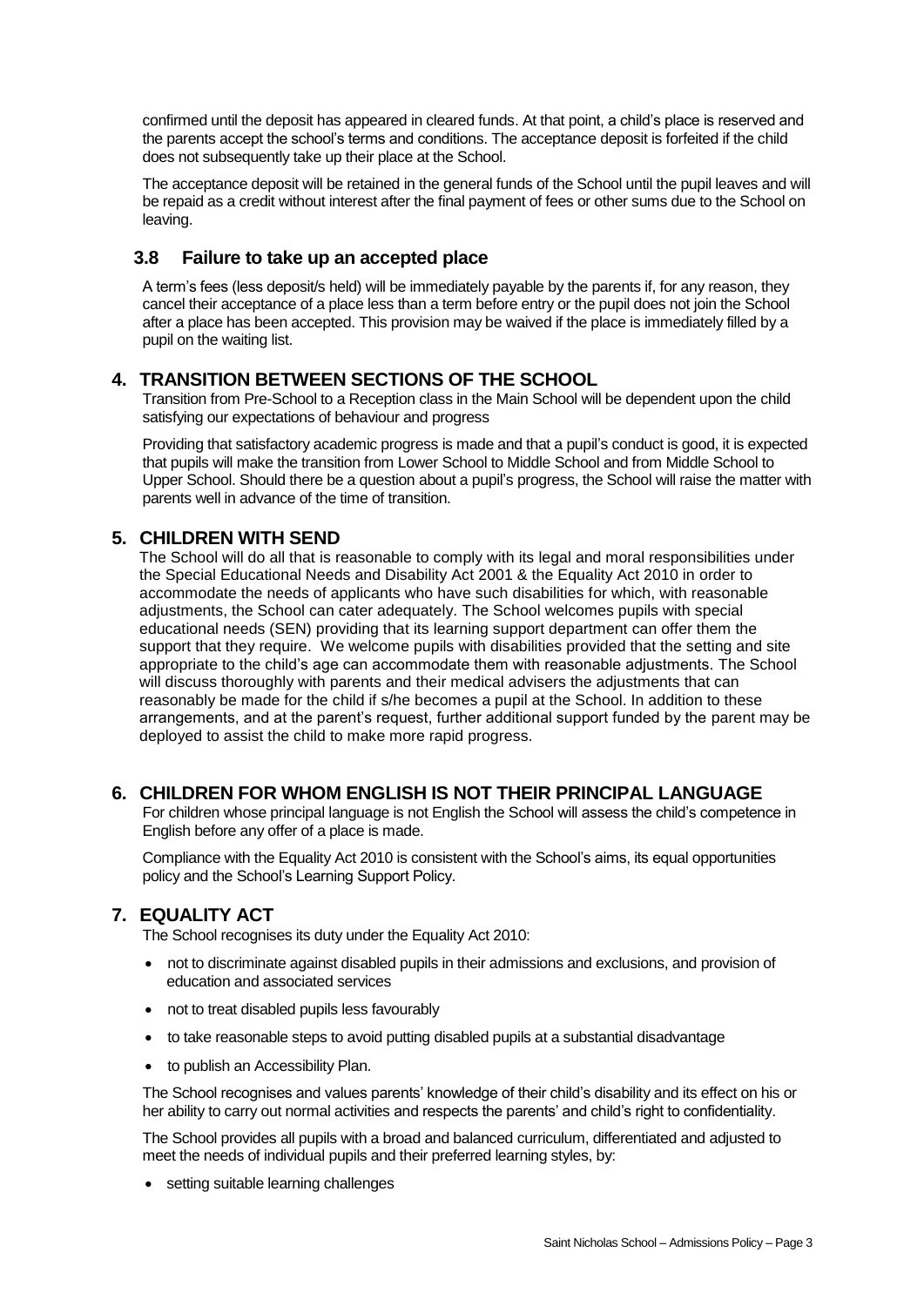confirmed until the deposit has appeared in cleared funds. At that point, a child's place is reserved and the parents accept the school's terms and conditions. The acceptance deposit is forfeited if the child does not subsequently take up their place at the School.

The acceptance deposit will be retained in the general funds of the School until the pupil leaves and will be repaid as a credit without interest after the final payment of fees or other sums due to the School on leaving.

### 3.8 Failure to take up an accepted place

A term's fees (less deposit/s held) will be immediately payable by the parents if, for any reason, they cancel their acceptance of a place less than a term before entry or the pupil does not join the School after a place has been accepted. This provision may be waived if the place is immediately filled by a pupil on the waiting list.

## 4. TRANSITION BETWEEN SECTIONS OF THE SCHOOL

Transition from Pre-School to a Reception class in the Main School will be dependent upon the child satisfying our expectations of behaviour and progress

Providing that satisfactory academic progress is made and that a pupil's conduct is good, it is expected that pupils will make the transition from Lower School to Middle School and from Middle School to Upper School. Should there be a question about a pupil's progress, the School will raise the matter with parents well in advance of the time of transition.

## 5. CHILDREN WITH SEND

The School will do all that is reasonable to comply with its legal and moral responsibilities under the Special Educational Needs and Disability Act 2001 & the Equality Act 2010 in order to accommodate the needs of applicants who have such disabilities for which, with reasonable adjustments, the School can cater adequately. The School welcomes pupils with special educational needs (SEN) providing that its learning support department can offer them the support that they require. We welcome pupils with disabilities provided that the setting and site appropriate to the child's age can accommodate them with reasonable adjustments. The School will discuss thoroughly with parents and their medical advisers the adjustments that can reasonably be made for the child if s/he becomes a pupil at the School. In addition to these arrangements, and at the parent's request, further additional support funded by the parent may be deployed to assist the child to make more rapid progress.

## 6. CHILDREN FOR WHOM ENGLISH IS NOT THEIR PRINCIPAL LANGUAGE

For children whose principal language is not English the School will assess the child's competence in English before any offer of a place is made.

Compliance with the Equality Act 2010 is consistent with the School's aims, its equal opportunities policy and the School's Learning Support Policy.

## 7. EQUALITY ACT

The School recognises its duty under the Equality Act 2010:

- not to discriminate against disabled pupils in their admissions and exclusions, and provision of education and associated services
- not to treat disabled pupils less favourably
- to take reasonable steps to avoid putting disabled pupils at a substantial disadvantage
- to publish an Accessibility Plan.

The School recognises and values parents' knowledge of their child's disability and its effect on his or her ability to carry out normal activities and respects the parents' and child's right to confidentiality.

The School provides all pupils with a broad and balanced curriculum, differentiated and adjusted to meet the needs of individual pupils and their preferred learning styles, by:

- setting suitable learning challenges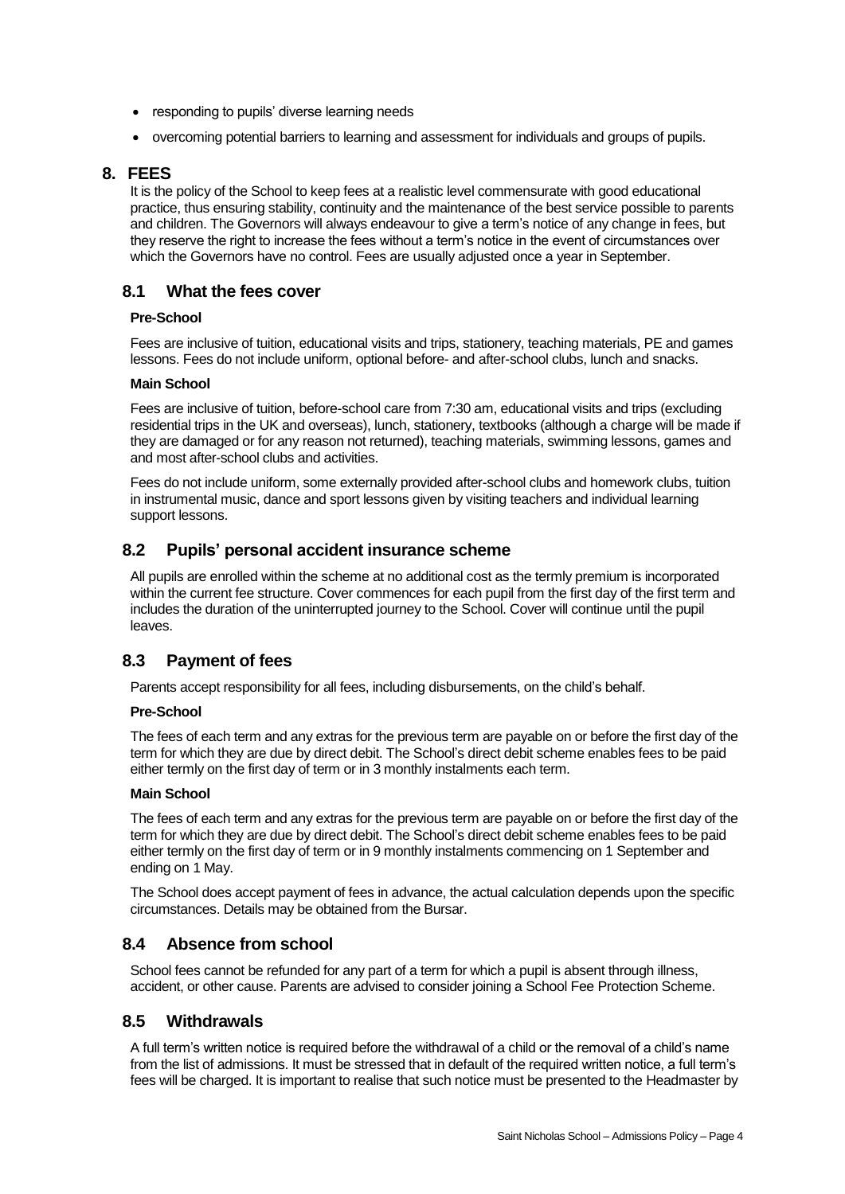- responding to pupils' diverse learning needs
- overcoming potential barriers to learning and assessment for individuals and groups of pupils.

## 8. FEES

It is the policy of the School to keep fees at a realistic level commensurate with good educational practice, thus ensuring stability, continuity and the maintenance of the best service possible to parents and children. The Governors will always endeavour to give a term's notice of any change in fees, but they reserve the right to increase the fees without a term's notice in the event of circumstances over which the Governors have no control. Fees are usually adjusted once a year in September.

### 8.1 What the fees cover

**Pre-School**

Fees are inclusive of tuition, educational visits and trips, stationery, teaching materials, PE and games lessons. Fees do not include uniform, optional before- and after-school clubs, lunch and snacks.

**Main School**

Fees are inclusive of tuition, before-school care from 7:30 am, educational visits and trips (excluding residential trips in the UK and overseas), lunch, stationery, textbooks (although a charge will be made if they are damaged or for any reason not returned), teaching materials, swimming lessons, games and and most after-school clubs and activities.

Fees do not include uniform, some externally provided after-school clubs and homework clubs, tuition in instrumental music, dance and sport lessons given by visiting teachers and individual learning support lessons.

### 8.2 Pupils' personal accident insurance scheme

All pupils are enrolled within the scheme at no additional cost as the termly premium is incorporated within the current fee structure. Cover commences for each pupil from the first day of the first term and includes the duration of the uninterrupted journey to the School. Cover will continue until the pupil leaves.

### 8.3 Payment of fees

Parents accept responsibility for all fees, including disbursements, on the child's behalf.

**Pre-School**

The fees of each term and any extras for the previous term are payable on or before the first day of the term for which they are due by direct debit. The School's direct debit scheme enables fees to be paid either termly on the first day of term or in 3 monthly instalments each term.

**Main School**

The fees of each term and any extras for the previous term are payable on or before the first day of the term for which they are due by direct debit. The School's direct debit scheme enables fees to be paid either termly on the first day of term or in 9 monthly instalments commencing on 1 September and ending on 1 May.

The School does accept payment of fees in advance, the actual calculation depends upon the specific circumstances. Details may be obtained from the Bursar.

### 8.4 Absence from school

School fees cannot be refunded for any part of a term for which a pupil is absent through illness, accident, or other cause. Parents are advised to consider joining a School Fee Protection Scheme.

### 8.5 Withdrawals

A full term's written notice is required before the withdrawal of a child or the removal of a child's name from the list of admissions. It must be stressed that in default of the required written notice, a full term's fees will be charged. It is important to realise that such notice must be presented to the Headmaster by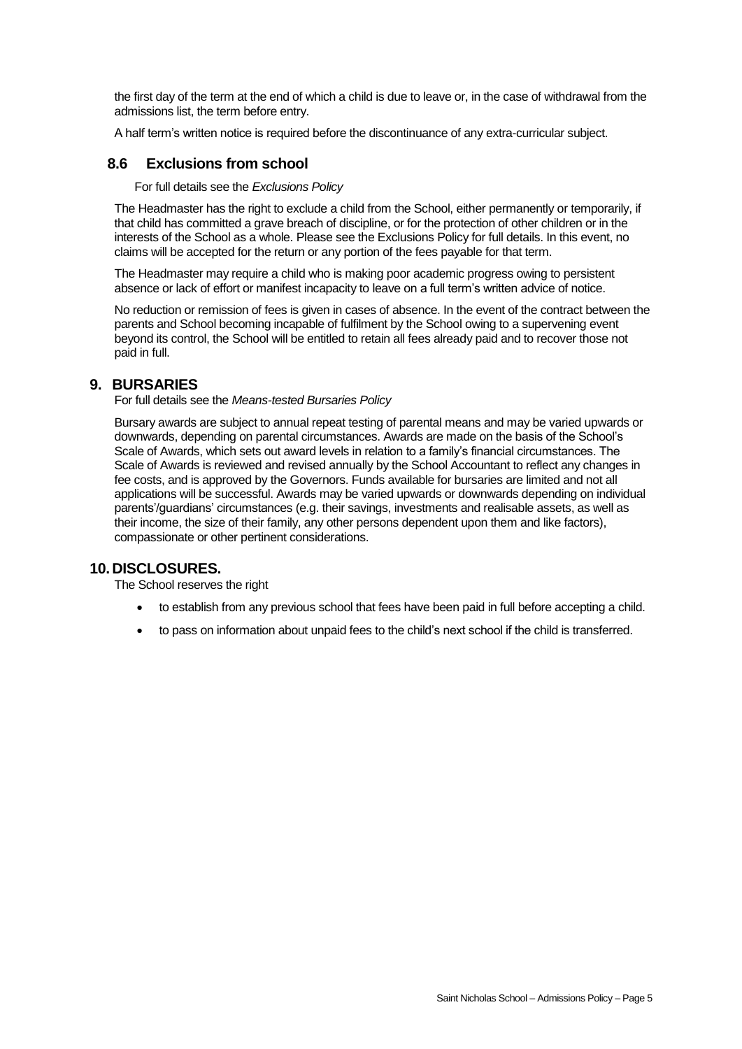the first day of the term at the end of which a child is due to leave or, in the case of withdrawal from the admissions list, the term before entry.

A half term's written notice is required before the discontinuance of any extra-curricular subject.

### 8.6 Exclusions from school

For full details see the *Exclusions Policy*

The Headmaster has the right to exclude a child from the School, either permanently or temporarily, if that child has committed a grave breach of discipline, or for the protection of other children or in the interests of the School as a whole. Please see the Exclusions Policy for full details. In this event, no claims will be accepted for the return or any portion of the fees payable for that term.

The Headmaster may require a child who is making poor academic progress owing to persistent absence or lack of effort or manifest incapacity to leave on a full term's written advice of notice.

No reduction or remission of fees is given in cases of absence. In the event of the contract between the parents and School becoming incapable of fulfilment by the School owing to a supervening event beyond its control, the School will be entitled to retain all fees already paid and to recover those not paid in full.

## 9. BURSARIES

For full details see the *Means-tested Bursaries Policy*

Bursary awards are subject to annual repeat testing of parental means and may be varied upwards or downwards, depending on parental circumstances. Awards are made on the basis of the School's Scale of Awards, which sets out award levels in relation to a family's financial circumstances. The Scale of Awards is reviewed and revised annually by the School Accountant to reflect any changes in fee costs, and is approved by the Governors. Funds available for bursaries are limited and not all applications will be successful. Awards may be varied upwards or downwards depending on individual parents'/guardians' circumstances (e.g. their savings, investments and realisable assets, as well as their income, the size of their family, any other persons dependent upon them and like factors), compassionate or other pertinent considerations.

## 10. DISCLOSURES.

The School reserves the right

- to establish from any previous school that fees have been paid in full before accepting a child.
- to pass on information about unpaid fees to the child's next school if the child is transferred.